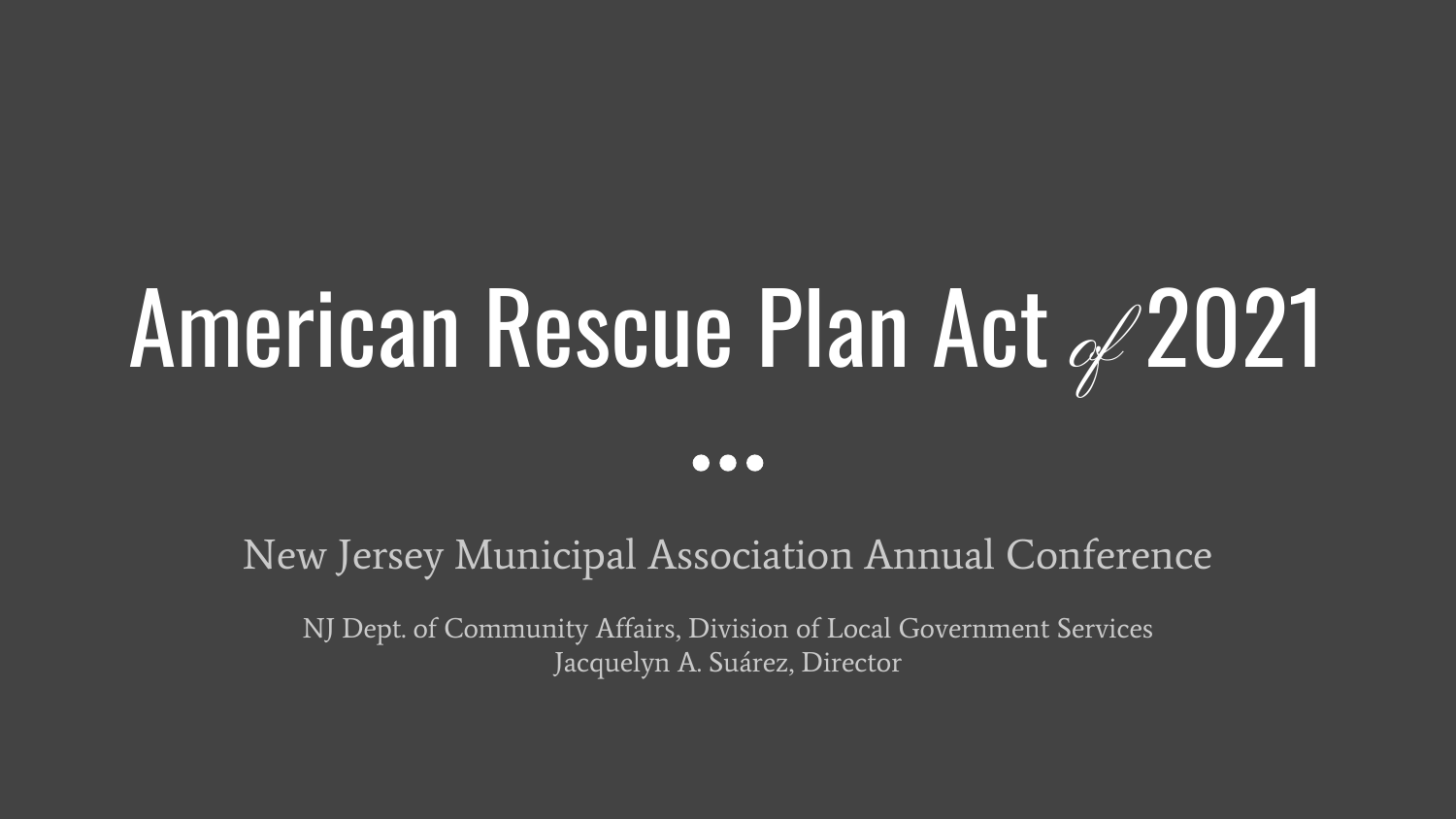# American Rescue Plan Act of 2021

New Jersey Municipal Association Annual Conference

NJ Dept. of Community Affairs, Division of Local Government Services
Jacquelyn A. Suárez, Director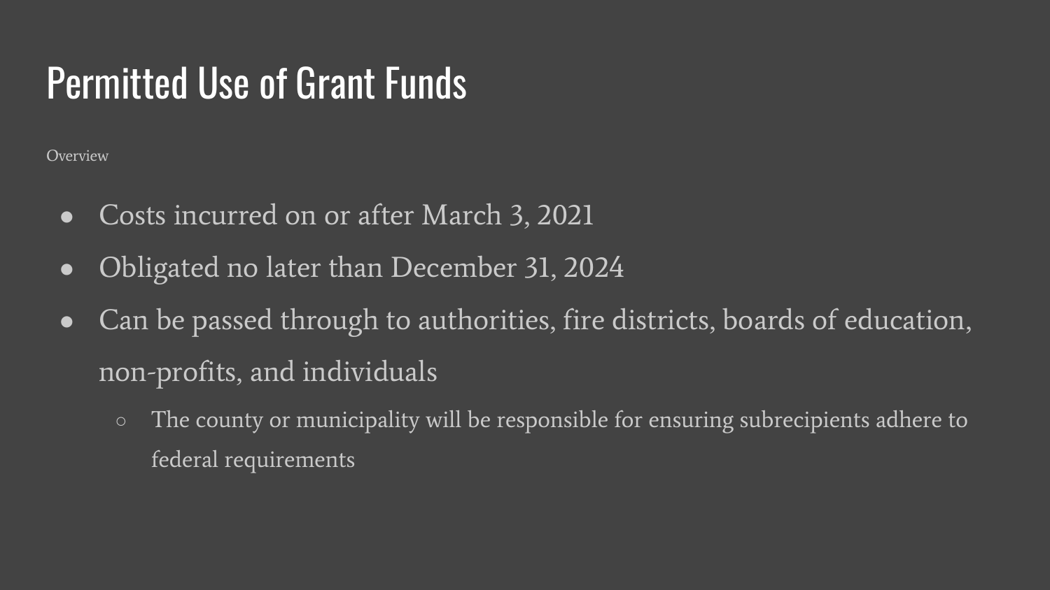# Permitted Use of Grant Funds

Overview

- Costs incurred on or after March 3, 2021
- Obligated no later than December 31, 2024
- Can be passed through to authorities, fire districts, boards of education, non-profits, and individuals
  - The county or municipality will be responsible for ensuring subrecipients adhere to federal requirements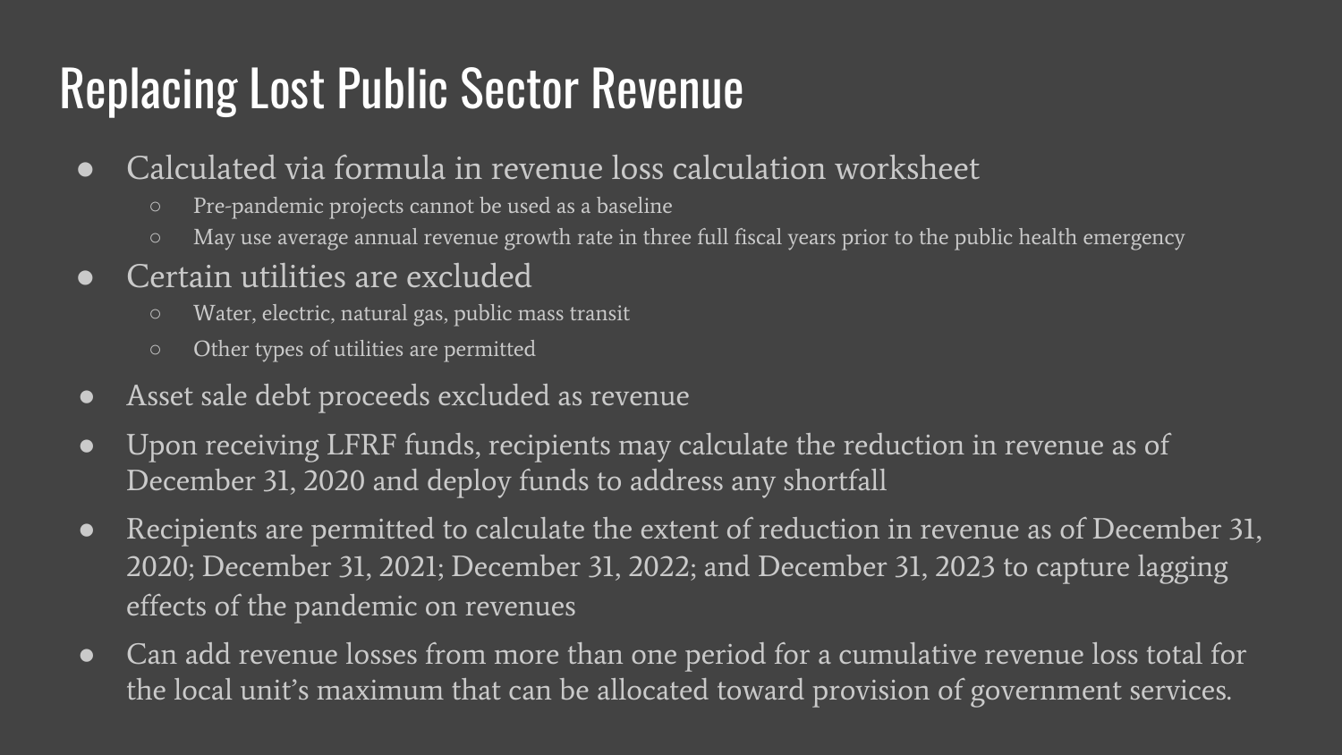# Replacing Lost Public Sector Revenue

- Calculated via formula in revenue loss calculation worksheet
  - Pre-pandemic projects cannot be used as a baseline
  - May use average annual revenue growth rate in three full fiscal years prior to the public health emergency
- Certain utilities are excluded
  - Water, electric, natural gas, public mass transit
  - Other types of utilities are permitted
- Asset sale debt proceeds excluded as revenue
- Upon receiving LFRF funds, recipients may calculate the reduction in revenue as of December 31, 2020 and deploy funds to address any shortfall
- Recipients are permitted to calculate the extent of reduction in revenue as of December 31, 2020; December 31, 2021; December 31, 2022; and December 31, 2023 to capture lagging effects of the pandemic on revenues
- Can add revenue losses from more than one period for a cumulative revenue loss total for the local unit's maximum that can be allocated toward provision of government services.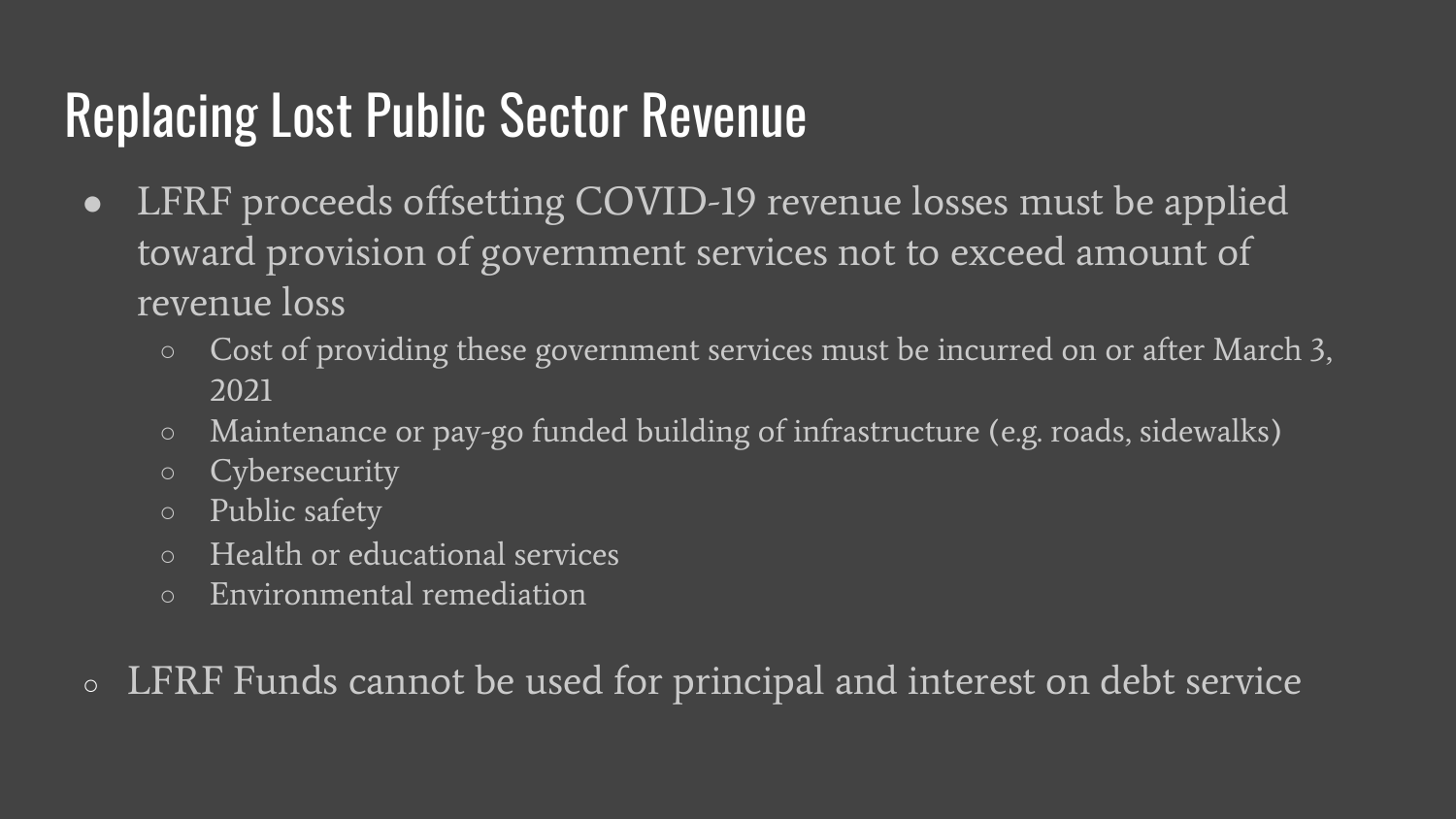# Replacing Lost Public Sector Revenue

- LFRF proceeds offsetting COVID-19 revenue losses must be applied toward provision of government services not to exceed amount of revenue loss
  - Cost of providing these government services must be incurred on or after March 3, 2021
  - Maintenance or pay-go funded building of infrastructure (e.g. roads, sidewalks)
  - Cybersecurity
  - Public safety
  - Health or educational services
  - Environmental remediation

- LFRF Funds cannot be used for principal and interest on debt service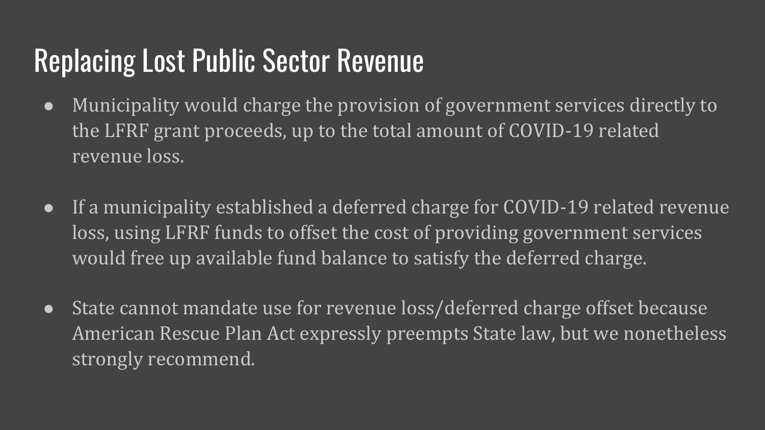# Replacing Lost Public Sector Revenue

- Municipality would charge the provision of government services directly to the LFRF grant proceeds, up to the total amount of COVID-19 related revenue loss.

- If a municipality established a deferred charge for COVID-19 related revenue loss, using LFRF funds to offset the cost of providing government services would free up available fund balance to satisfy the deferred charge.

- State cannot mandate use for revenue loss/deferred charge offset because American Rescue Plan Act expressly preempts State law, but we nonetheless strongly recommend.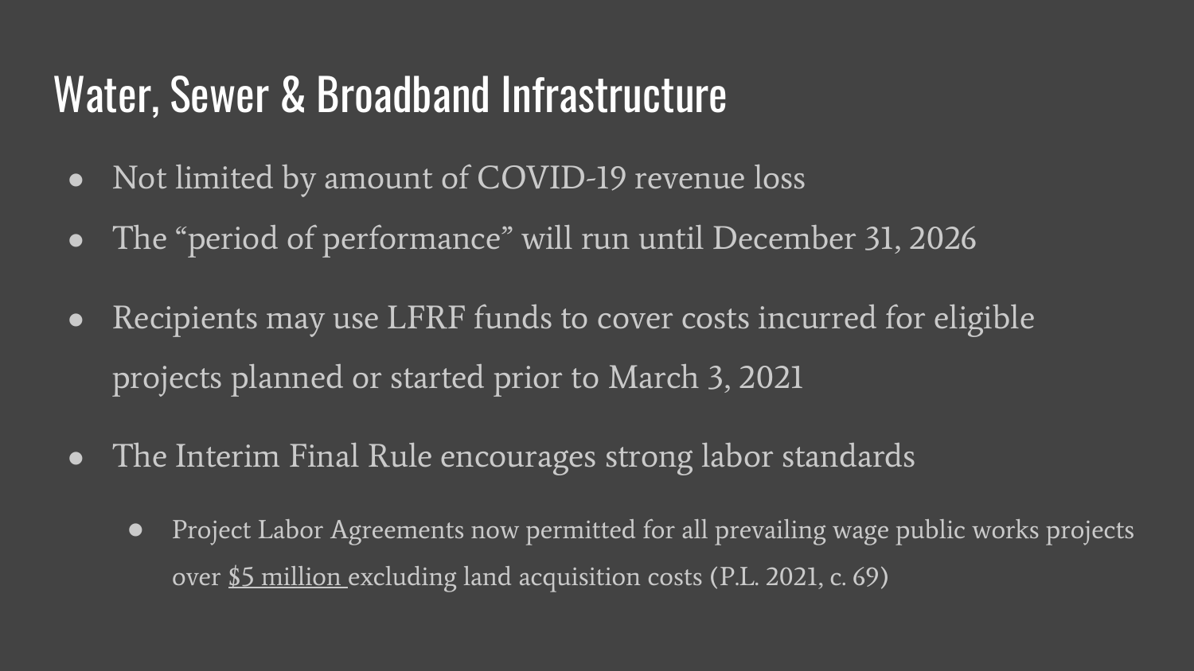# Water, Sewer & Broadband Infrastructure

- Not limited by amount of COVID-19 revenue loss
- The "period of performance" will run until December 31, 2026
- Recipients may use LFRF funds to cover costs incurred for eligible projects planned or started prior to March 3, 2021
- The Interim Final Rule encourages strong labor standards
  - Project Labor Agreements now permitted for all prevailing wage public works projects over $5 million excluding land acquisition costs (P.L. 2021, c. 69)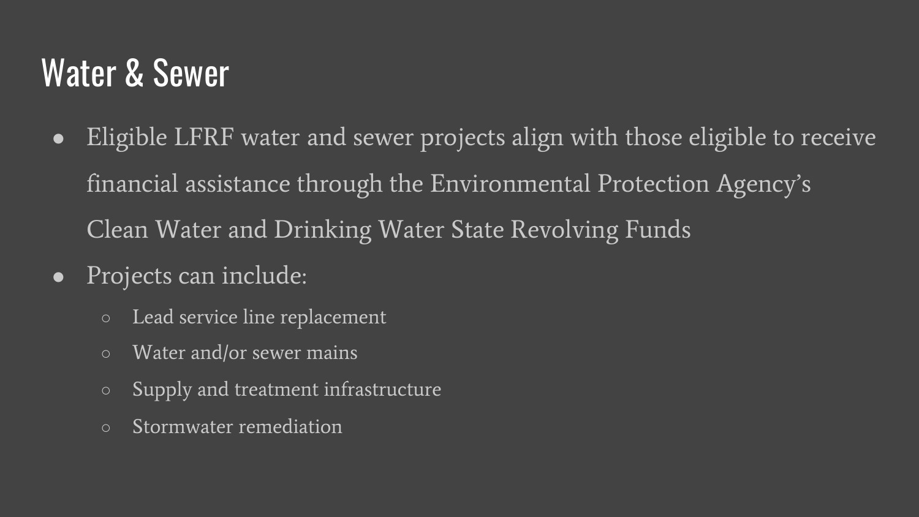# Water & Sewer

- Eligible LFRF water and sewer projects align with those eligible to receive financial assistance through the Environmental Protection Agency's Clean Water and Drinking Water State Revolving Funds
- Projects can include:
  - Lead service line replacement
  - Water and/or sewer mains
  - Supply and treatment infrastructure
  - Stormwater remediation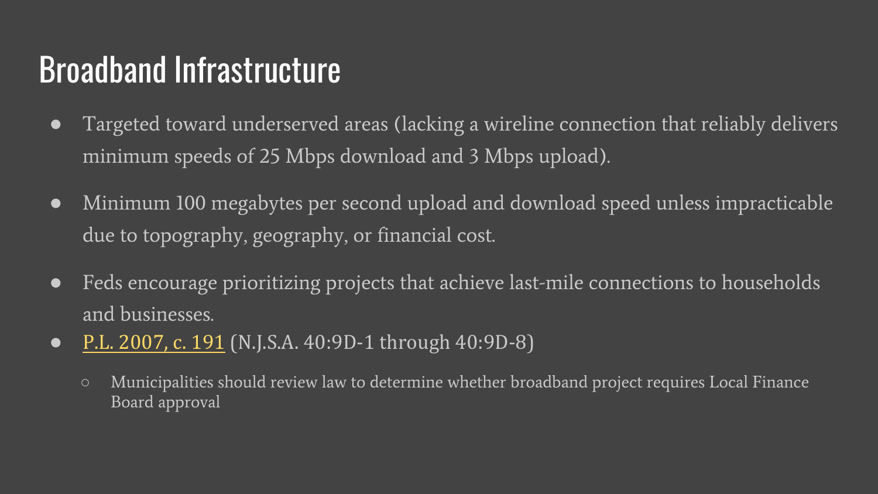# Broadband Infrastructure

- Targeted toward underserved areas (lacking a wireline connection that reliably delivers minimum speeds of 25 Mbps download and 3 Mbps upload).
- Minimum 100 megabytes per second upload and download speed unless impracticable due to topography, geography, or financial cost.
- Feds encourage prioritizing projects that achieve last-mile connections to households and businesses.
- P.L. 2007, c. 191 (N.J.S.A. 40:9D-1 through 40:9D-8)
  - Municipalities should review law to determine whether broadband project requires Local Finance Board approval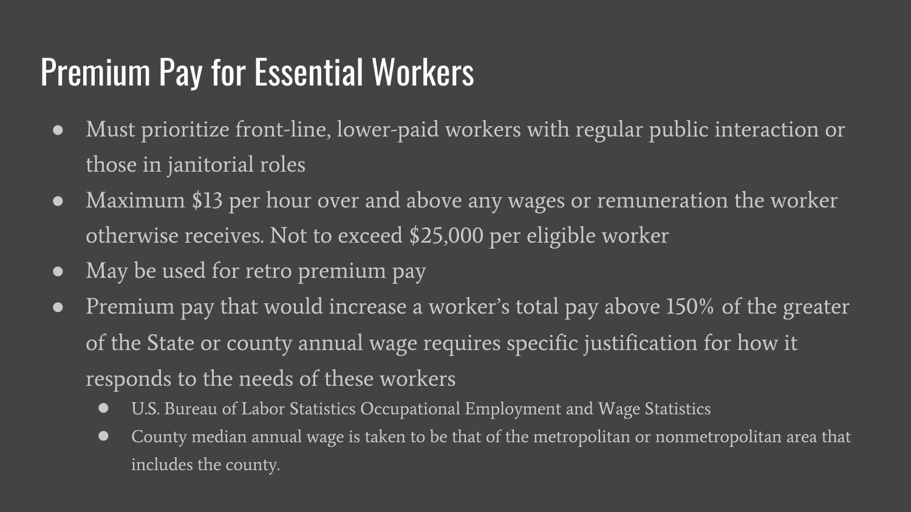# Premium Pay for Essential Workers

- Must prioritize front-line, lower-paid workers with regular public interaction or those in janitorial roles
- Maximum $13 per hour over and above any wages or remuneration the worker otherwise receives. Not to exceed $25,000 per eligible worker
- May be used for retro premium pay
- Premium pay that would increase a worker's total pay above 150% of the greater of the State or county annual wage requires specific justification for how it responds to the needs of these workers
  - U.S. Bureau of Labor Statistics Occupational Employment and Wage Statistics
  - County median annual wage is taken to be that of the metropolitan or nonmetropolitan area that includes the county.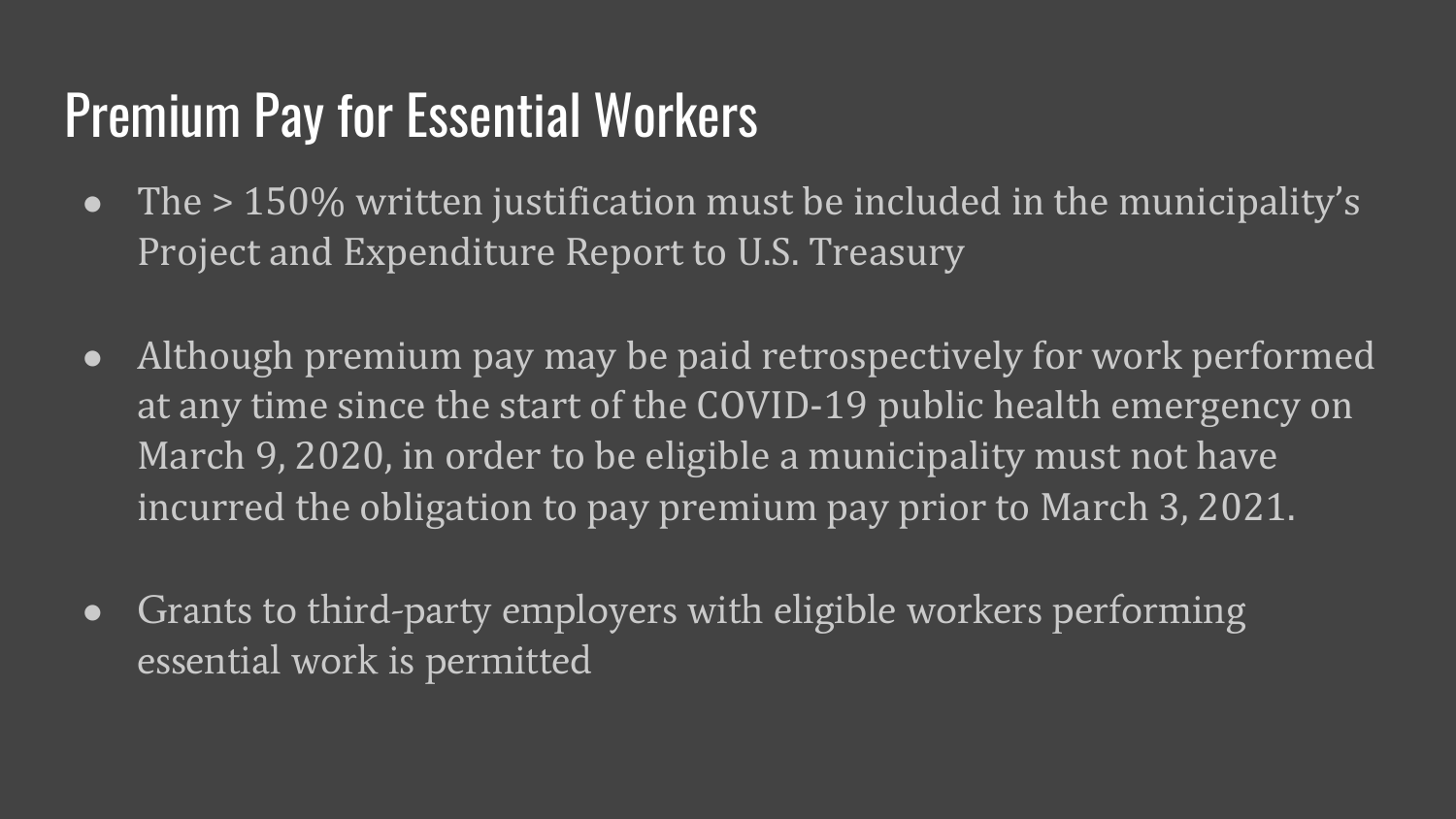# Premium Pay for Essential Workers

- The > 150% written justification must be included in the municipality's Project and Expenditure Report to U.S. Treasury
- Although premium pay may be paid retrospectively for work performed at any time since the start of the COVID-19 public health emergency on March 9, 2020, in order to be eligible a municipality must not have incurred the obligation to pay premium pay prior to March 3, 2021.
- Grants to third-party employers with eligible workers performing essential work is permitted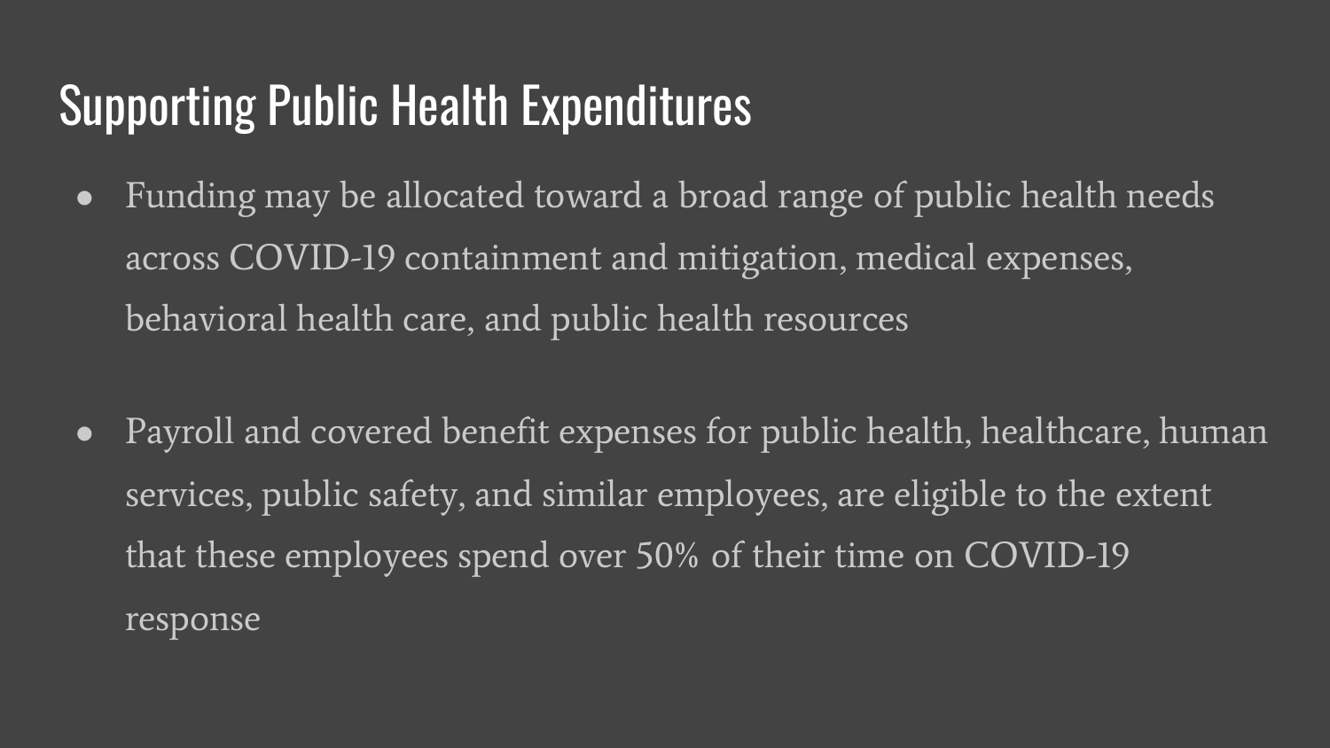# Supporting Public Health Expenditures

- Funding may be allocated toward a broad range of public health needs across COVID-19 containment and mitigation, medical expenses, behavioral health care, and public health resources

- Payroll and covered benefit expenses for public health, healthcare, human services, public safety, and similar employees, are eligible to the extent that these employees spend over 50% of their time on COVID-19 response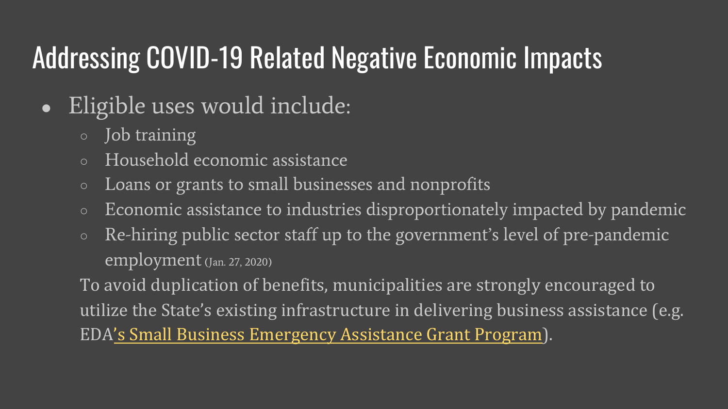# Addressing COVID-19 Related Negative Economic Impacts

- Eligible uses would include:
  - Job training
  - Household economic assistance
  - Loans or grants to small businesses and nonprofits
  - Economic assistance to industries disproportionately impacted by pandemic
  - Re-hiring public sector staff up to the government's level of pre-pandemic employment (Jan. 27, 2020)

  To avoid duplication of benefits, municipalities are strongly encouraged to utilize the State's existing infrastructure in delivering business assistance (e.g. EDA's Small Business Emergency Assistance Grant Program).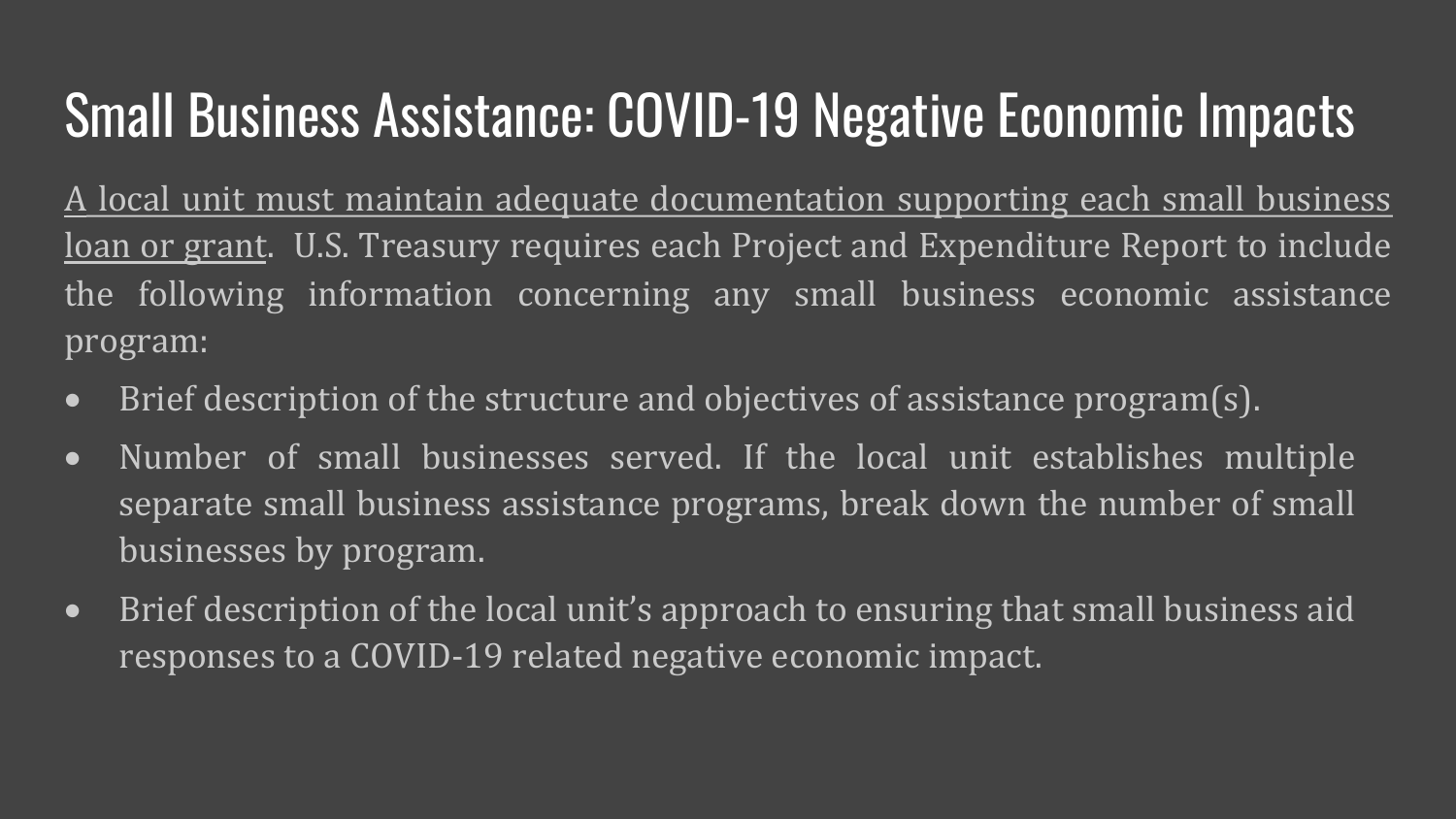# Small Business Assistance: COVID-19 Negative Economic Impacts

<u>A local unit must maintain adequate documentation supporting each small business loan or grant</u>. U.S. Treasury requires each Project and Expenditure Report to include the following information concerning any small business economic assistance program:

- Brief description of the structure and objectives of assistance program(s).
- Number of small businesses served. If the local unit establishes multiple separate small business assistance programs, break down the number of small businesses by program.
- Brief description of the local unit's approach to ensuring that small business aid responses to a COVID-19 related negative economic impact.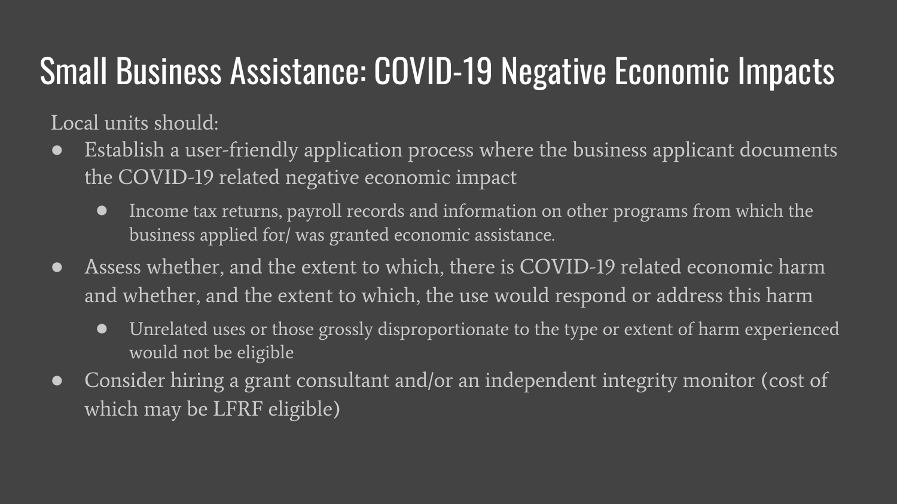# Small Business Assistance: COVID-19 Negative Economic Impacts

Local units should:

- Establish a user-friendly application process where the business applicant documents the COVID-19 related negative economic impact
  - Income tax returns, payroll records and information on other programs from which the business applied for/ was granted economic assistance.
- Assess whether, and the extent to which, there is COVID-19 related economic harm and whether, and the extent to which, the use would respond or address this harm
  - Unrelated uses or those grossly disproportionate to the type or extent of harm experienced would not be eligible
- Consider hiring a grant consultant and/or an independent integrity monitor (cost of which may be LFRF eligible)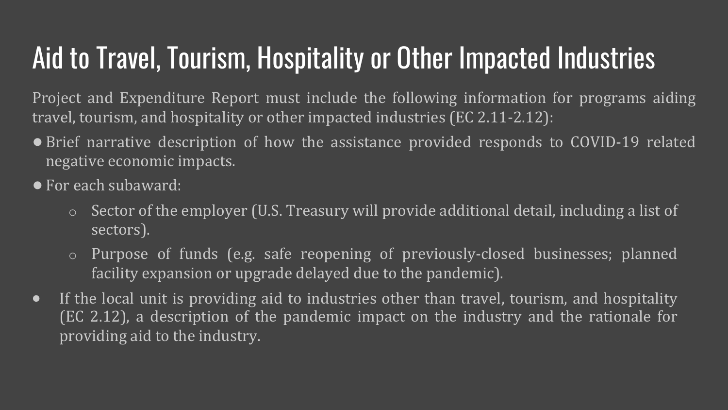# Aid to Travel, Tourism, Hospitality or Other Impacted Industries

Project and Expenditure Report must include the following information for programs aiding travel, tourism, and hospitality or other impacted industries (EC 2.11-2.12):

- Brief narrative description of how the assistance provided responds to COVID-19 related negative economic impacts.
- For each subaward:
  - Sector of the employer (U.S. Treasury will provide additional detail, including a list of sectors).
  - Purpose of funds (e.g. safe reopening of previously-closed businesses; planned facility expansion or upgrade delayed due to the pandemic).
- If the local unit is providing aid to industries other than travel, tourism, and hospitality (EC 2.12), a description of the pandemic impact on the industry and the rationale for providing aid to the industry.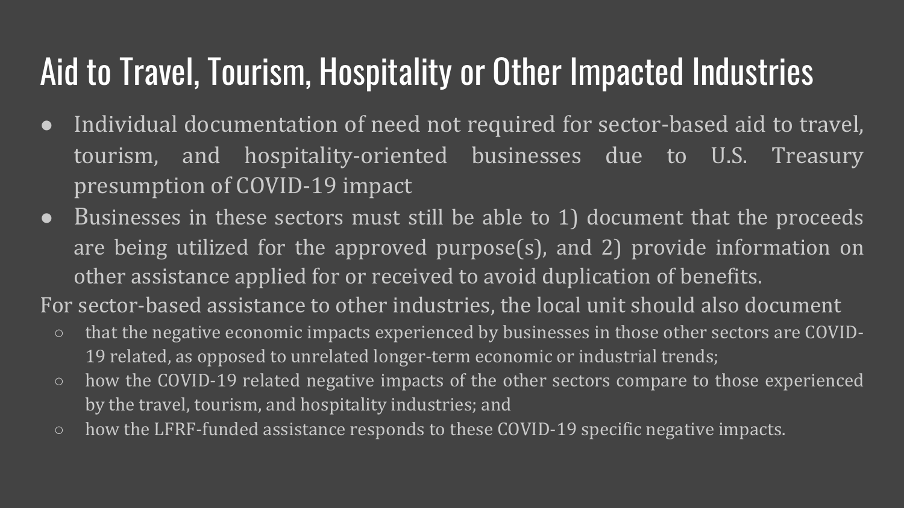# Aid to Travel, Tourism, Hospitality or Other Impacted Industries

- Individual documentation of need not required for sector-based aid to travel, tourism, and hospitality-oriented businesses due to U.S. Treasury presumption of COVID-19 impact
- Businesses in these sectors must still be able to 1) document that the proceeds are being utilized for the approved purpose(s), and 2) provide information on other assistance applied for or received to avoid duplication of benefits.

For sector-based assistance to other industries, the local unit should also document

- that the negative economic impacts experienced by businesses in those other sectors are COVID-19 related, as opposed to unrelated longer-term economic or industrial trends;
- how the COVID-19 related negative impacts of the other sectors compare to those experienced by the travel, tourism, and hospitality industries; and
- how the LFRF-funded assistance responds to these COVID-19 specific negative impacts.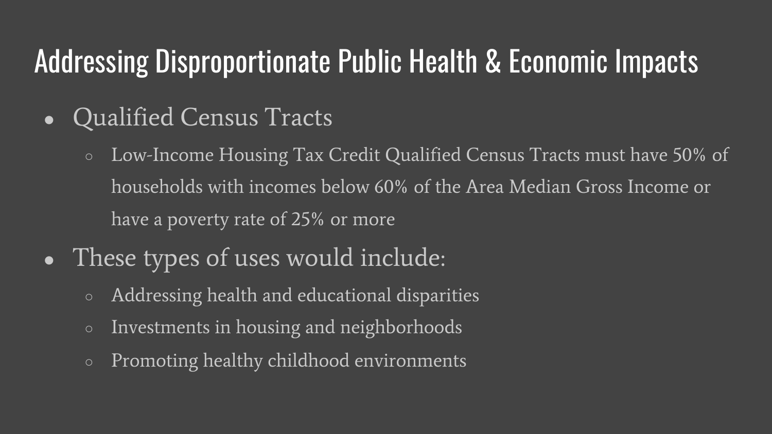# Addressing Disproportionate Public Health & Economic Impacts

- Qualified Census Tracts
  - Low-Income Housing Tax Credit Qualified Census Tracts must have 50% of households with incomes below 60% of the Area Median Gross Income or have a poverty rate of 25% or more
- These types of uses would include:
  - Addressing health and educational disparities
  - Investments in housing and neighborhoods
  - Promoting healthy childhood environments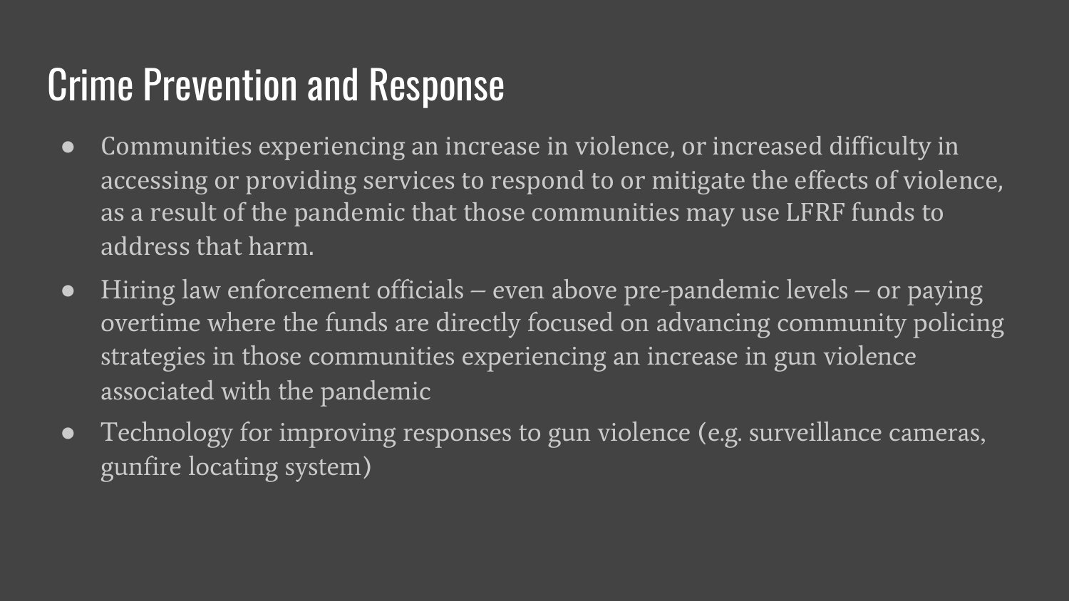# Crime Prevention and Response

- Communities experiencing an increase in violence, or increased difficulty in accessing or providing services to respond to or mitigate the effects of violence, as a result of the pandemic that those communities may use LFRF funds to address that harm.
- Hiring law enforcement officials – even above pre-pandemic levels – or paying overtime where the funds are directly focused on advancing community policing strategies in those communities experiencing an increase in gun violence associated with the pandemic
- Technology for improving responses to gun violence (e.g. surveillance cameras, gunfire locating system)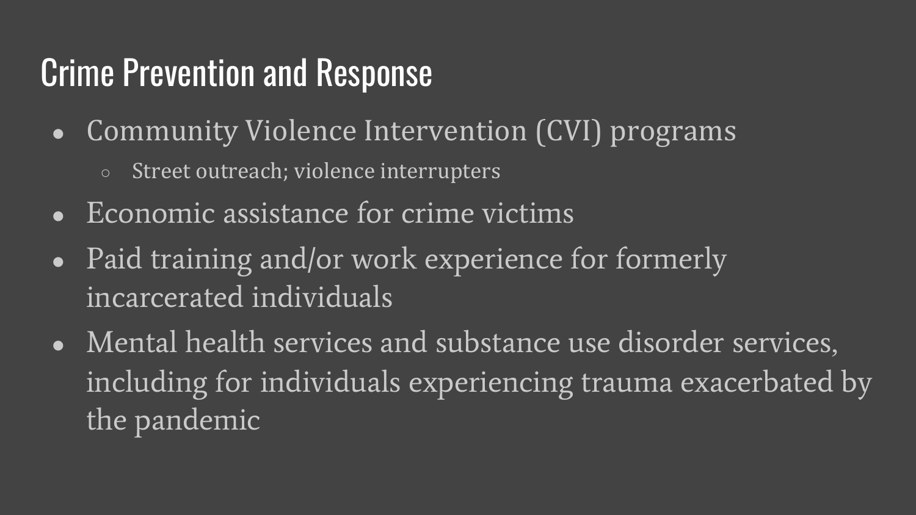# Crime Prevention and Response

- Community Violence Intervention (CVI) programs
  - Street outreach; violence interrupters
- Economic assistance for crime victims
- Paid training and/or work experience for formerly incarcerated individuals
- Mental health services and substance use disorder services, including for individuals experiencing trauma exacerbated by the pandemic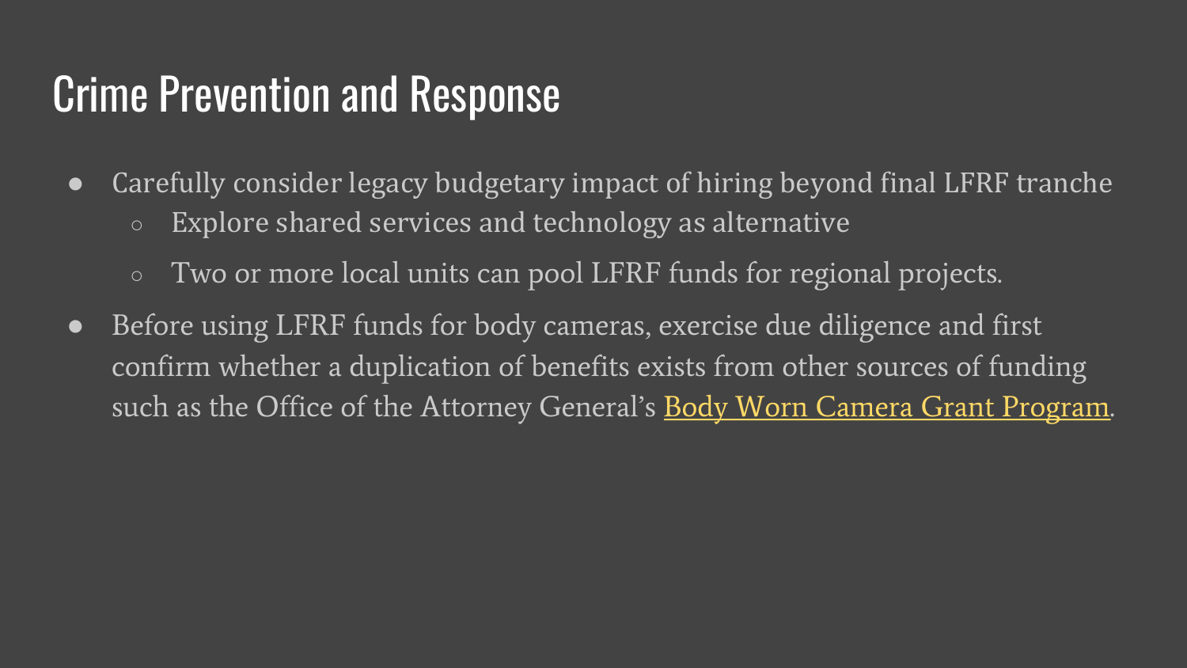# Crime Prevention and Response

- Carefully consider legacy budgetary impact of hiring beyond final LFRF tranche
  - Explore shared services and technology as alternative
  - Two or more local units can pool LFRF funds for regional projects.
- Before using LFRF funds for body cameras, exercise due diligence and first confirm whether a duplication of benefits exists from other sources of funding such as the Office of the Attorney General's Body Worn Camera Grant Program.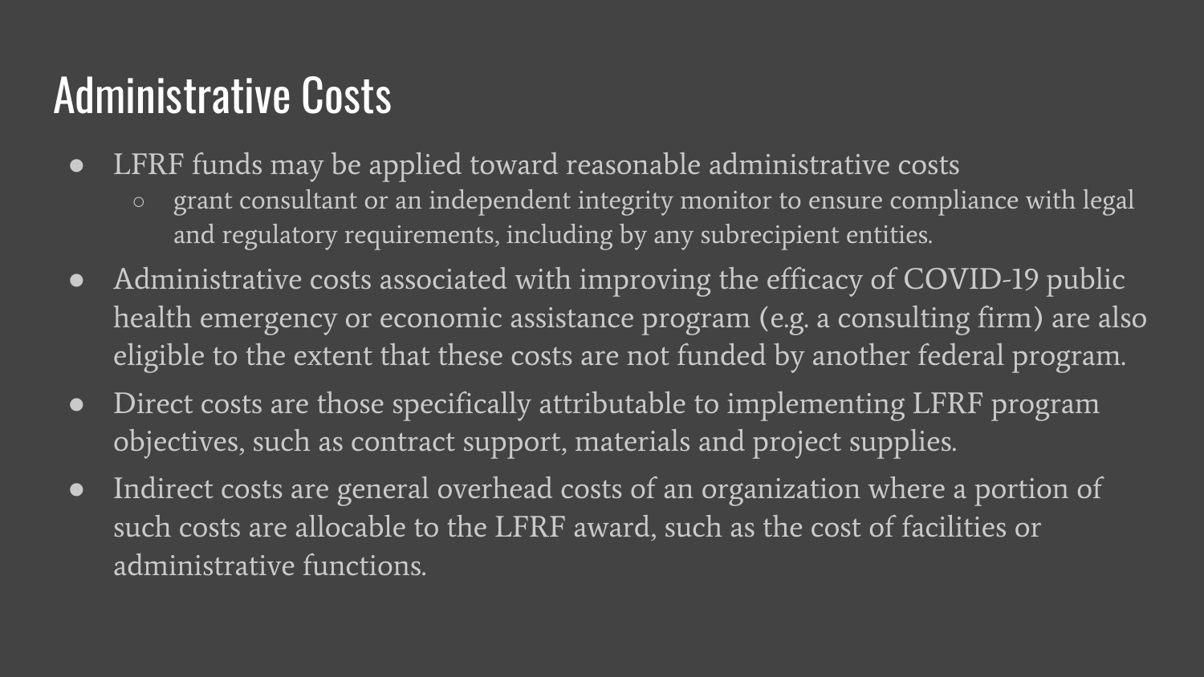# Administrative Costs

- LFRF funds may be applied toward reasonable administrative costs
  - grant consultant or an independent integrity monitor to ensure compliance with legal and regulatory requirements, including by any subrecipient entities.
- Administrative costs associated with improving the efficacy of COVID-19 public health emergency or economic assistance program (e.g. a consulting firm) are also eligible to the extent that these costs are not funded by another federal program.
- Direct costs are those specifically attributable to implementing LFRF program objectives, such as contract support, materials and project supplies.
- Indirect costs are general overhead costs of an organization where a portion of such costs are allocable to the LFRF award, such as the cost of facilities or administrative functions.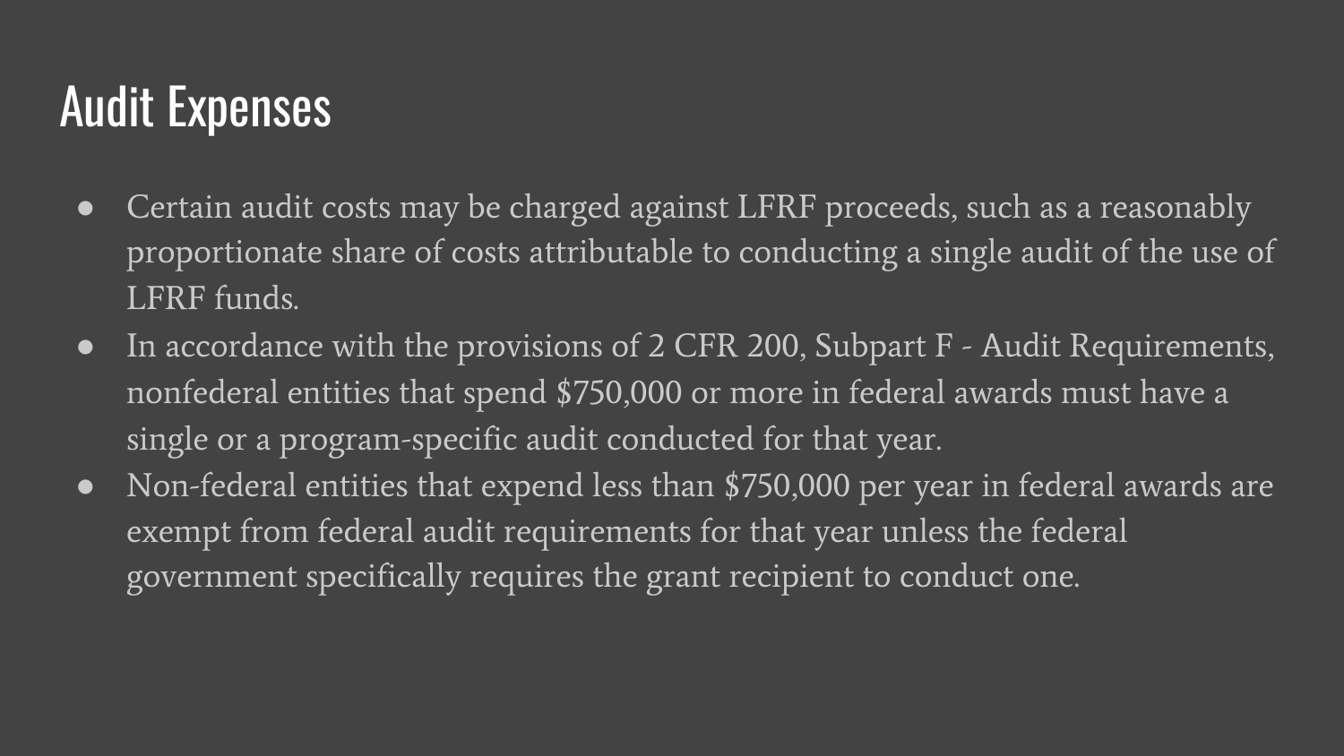# Audit Expenses

- Certain audit costs may be charged against LFRF proceeds, such as a reasonably proportionate share of costs attributable to conducting a single audit of the use of LFRF funds.
- In accordance with the provisions of 2 CFR 200, Subpart F - Audit Requirements, nonfederal entities that spend $750,000 or more in federal awards must have a single or a program-specific audit conducted for that year.
- Non-federal entities that expend less than $750,000 per year in federal awards are exempt from federal audit requirements for that year unless the federal government specifically requires the grant recipient to conduct one.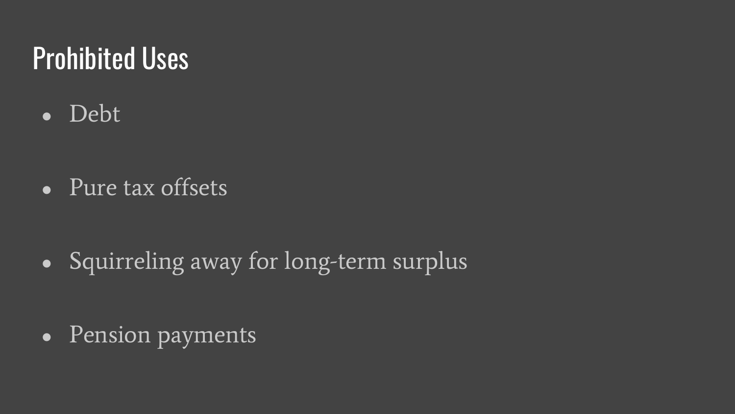# Prohibited Uses

- Debt
- Pure tax offsets
- Squirreling away for long-term surplus
- Pension payments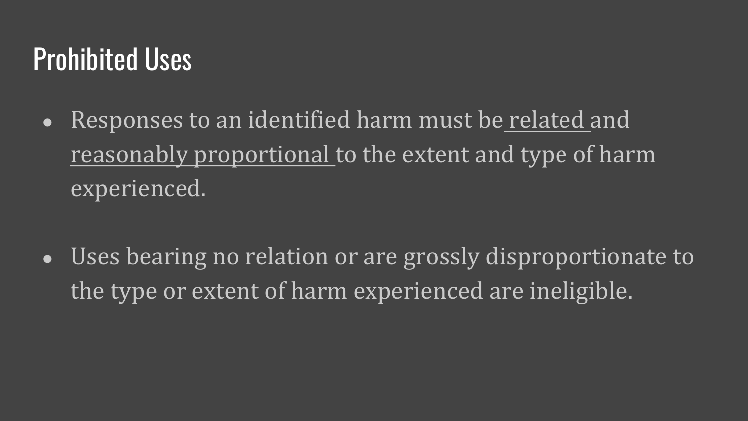# Prohibited Uses

- Responses to an identified harm must be <u>related</u> and <u>reasonably proportional</u> to the extent and type of harm experienced.

- Uses bearing no relation or are grossly disproportionate to the type or extent of harm experienced are ineligible.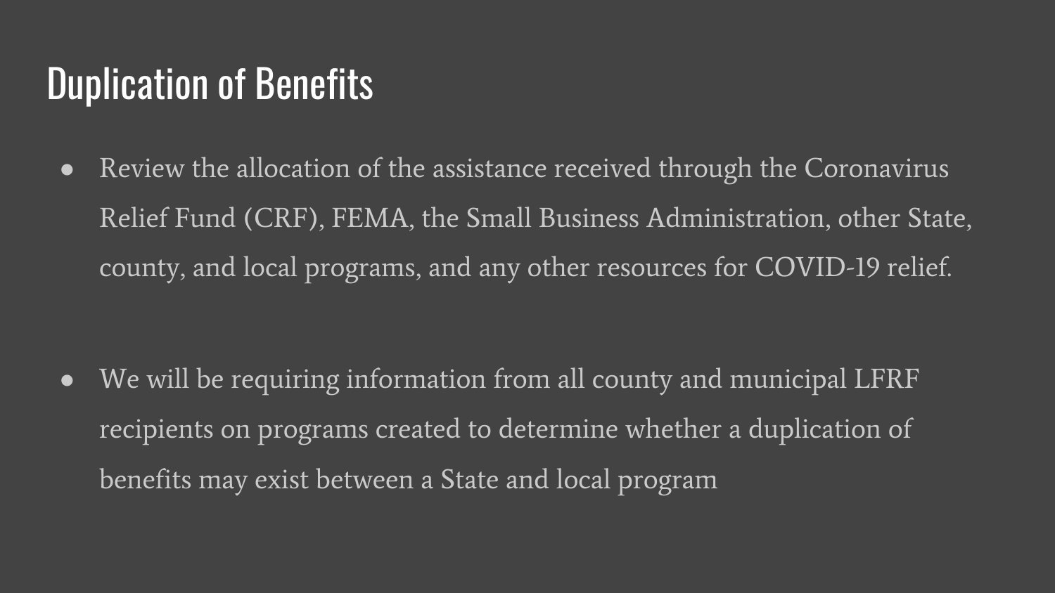# Duplication of Benefits

- Review the allocation of the assistance received through the Coronavirus Relief Fund (CRF), FEMA, the Small Business Administration, other State, county, and local programs, and any other resources for COVID-19 relief.

- We will be requiring information from all county and municipal LFRF recipients on programs created to determine whether a duplication of benefits may exist between a State and local program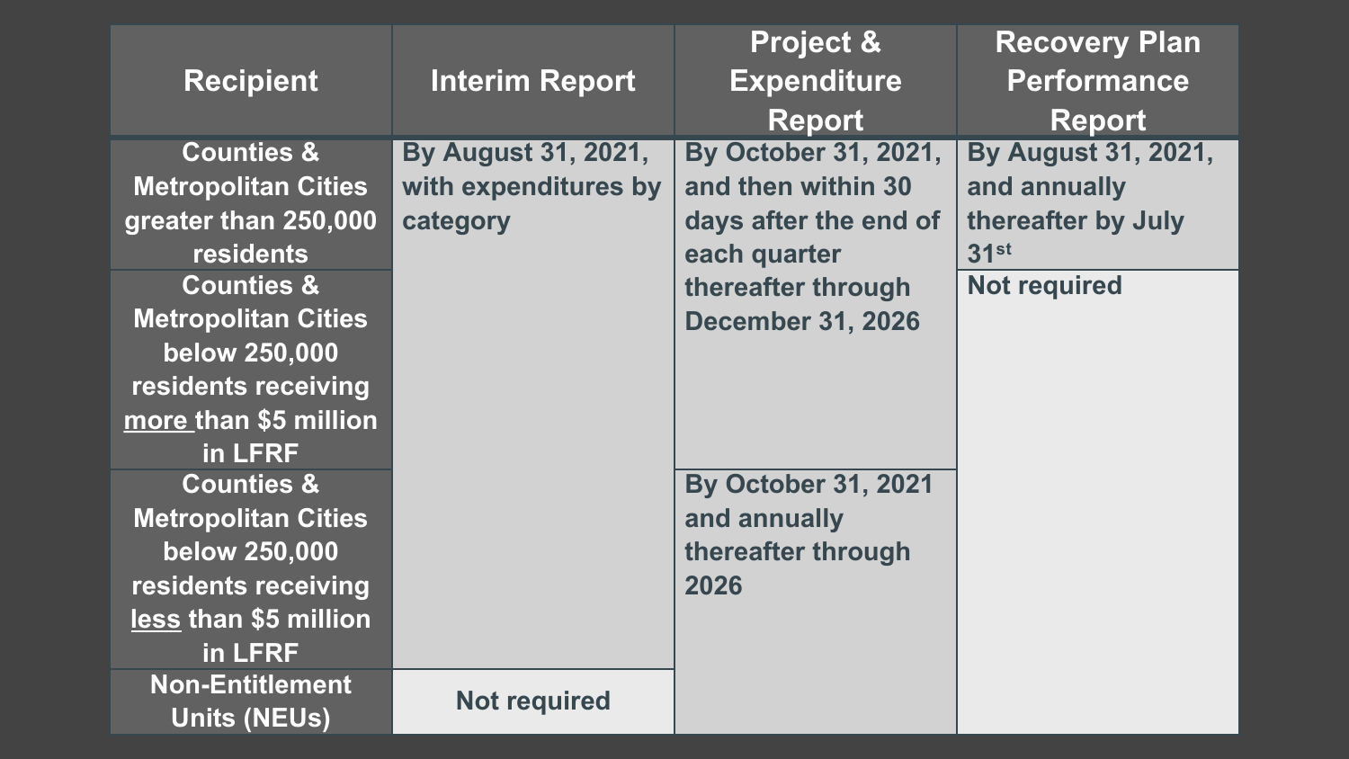| Recipient | Interim Report | Project & Expenditure Report | Recovery Plan Performance Report |
| --- | --- | --- | --- |
| Counties & Metropolitan Cities greater than 250,000 residents | By August 31, 2021, with expenditures by category | By October 31, 2021, and then within 30 days after the end of each quarter thereafter through December 31, 2026 | By August 31, 2021, and annually thereafter by July 31st |
| Counties & Metropolitan Cities below 250,000 residents receiving more than $5 million in LFRF | By August 31, 2021, with expenditures by category | By October 31, 2021, and then within 30 days after the end of each quarter thereafter through December 31, 2026 | Not required |
| Counties & Metropolitan Cities below 250,000 residents receiving less than $5 million in LFRF | By August 31, 2021, with expenditures by category | By October 31, 2021 and annually thereafter through 2026 | Not required |
| Non-Entitlement Units (NEUs) | Not required | By October 31, 2021 and annually thereafter through 2026 | Not required |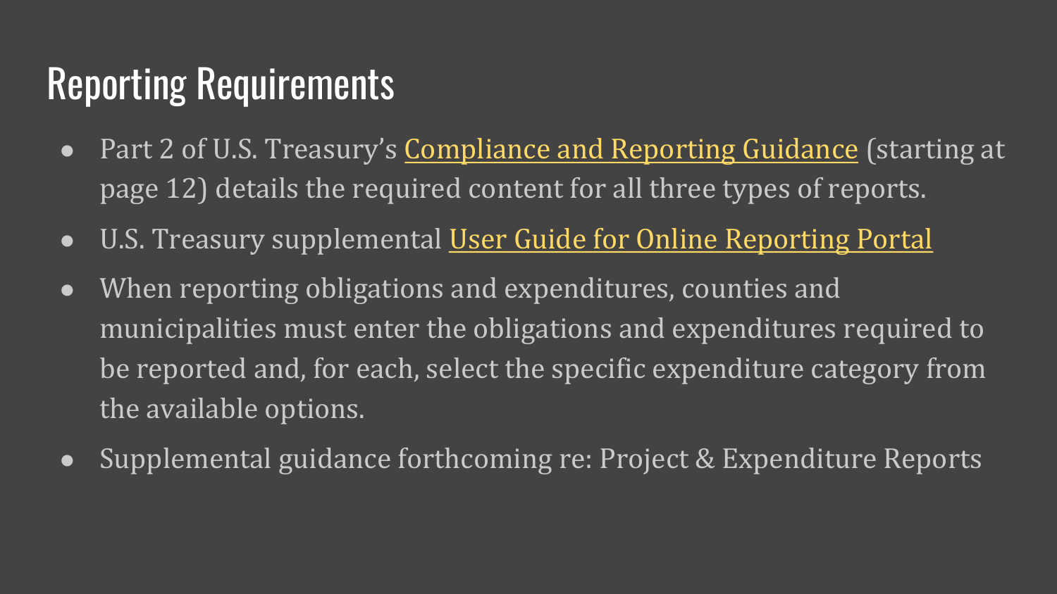# Reporting Requirements

- Part 2 of U.S. Treasury's Compliance and Reporting Guidance (starting at page 12) details the required content for all three types of reports.
- U.S. Treasury supplemental User Guide for Online Reporting Portal
- When reporting obligations and expenditures, counties and municipalities must enter the obligations and expenditures required to be reported and, for each, select the specific expenditure category from the available options.
- Supplemental guidance forthcoming re: Project & Expenditure Reports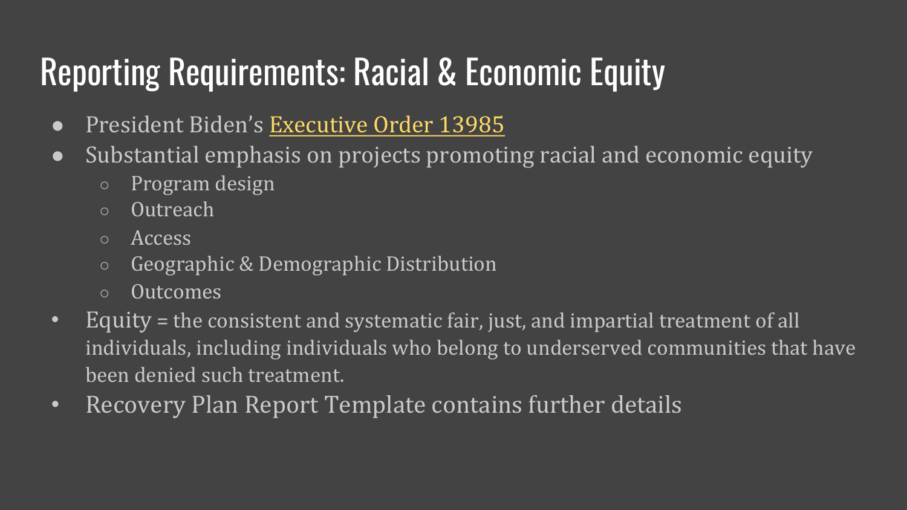# Reporting Requirements: Racial & Economic Equity

- President Biden's Executive Order 13985
- Substantial emphasis on projects promoting racial and economic equity
  - Program design
  - Outreach
  - Access
  - Geographic & Demographic Distribution
  - Outcomes
- Equity = the consistent and systematic fair, just, and impartial treatment of all individuals, including individuals who belong to underserved communities that have been denied such treatment.
- Recovery Plan Report Template contains further details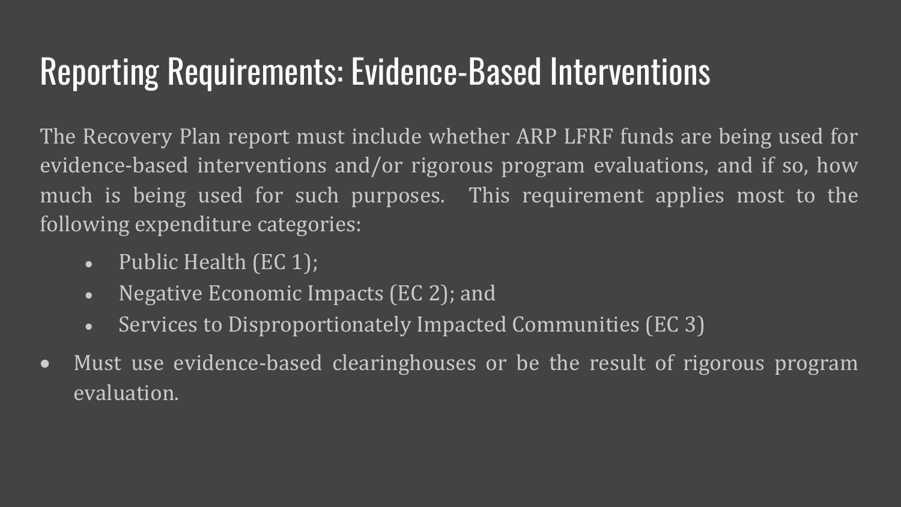# Reporting Requirements: Evidence-Based Interventions

The Recovery Plan report must include whether ARP LFRF funds are being used for evidence-based interventions and/or rigorous program evaluations, and if so, how much is being used for such purposes. This requirement applies most to the following expenditure categories:

- Public Health (EC 1);
- Negative Economic Impacts (EC 2); and
- Services to Disproportionately Impacted Communities (EC 3)

- Must use evidence-based clearinghouses or be the result of rigorous program evaluation.